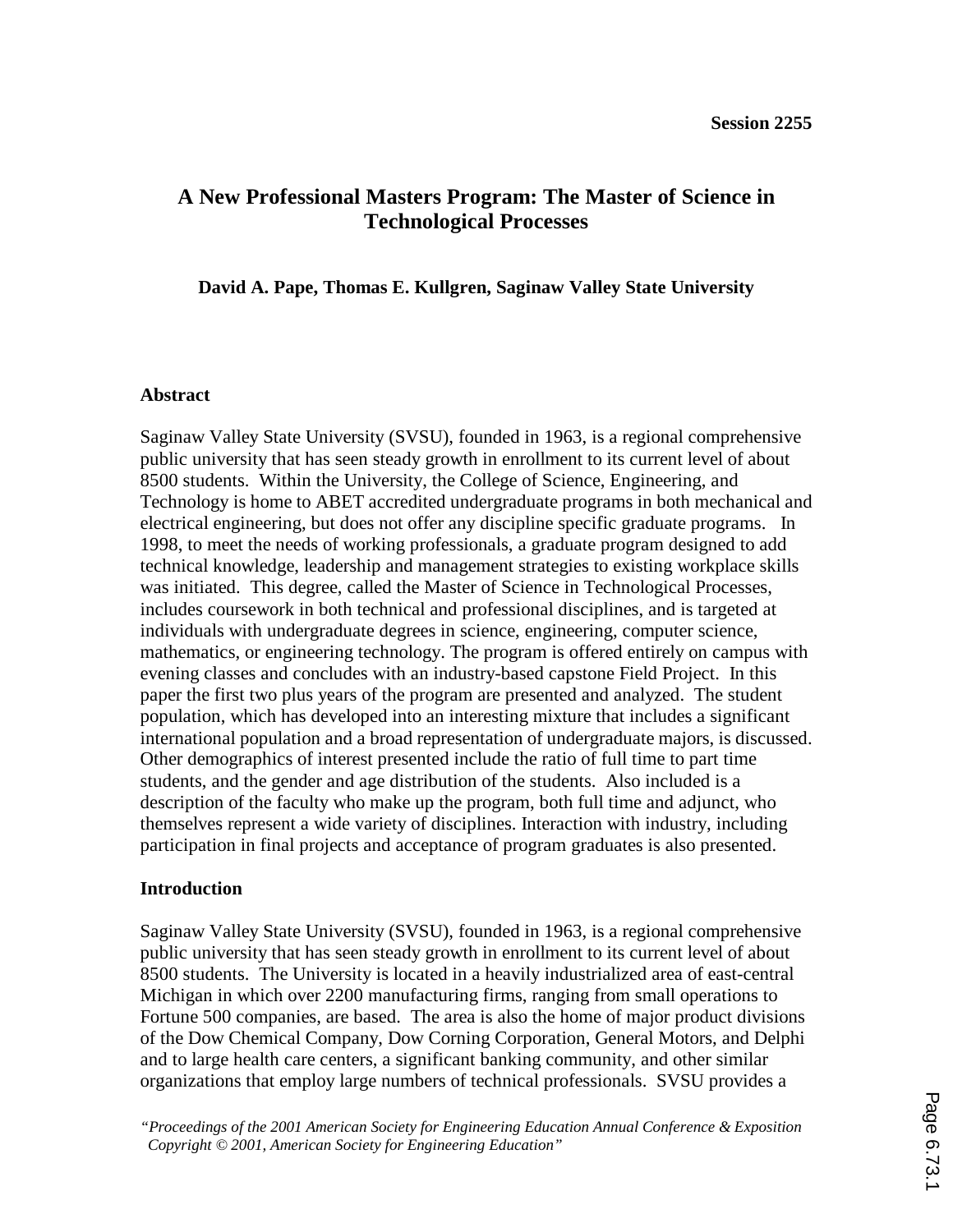Session 2255

# A New Professional Masters Program: The Master of Science in Technological Processes

**David A. Pape, Thomas E. Kullgren, Saginaw Valley State University**

## Abstract

Saginaw Valley State University (SVSU), founded in 1963, is a regional comprehensive public university that has seen steady growth in enrollment to its current level of about 8500 students. Within the University, the College of Science, Engineering, and Technology is home to ABET accredited undergraduate programs in both mechanical and electrical engineering, but does not offer any discipline specific graduate programs. In 1998, to meet the needs of working professionals, a graduate program designed to add technical knowledge, leadership and management strategies to existing workplace skills was initiated. This degree, called the Master of Science in Technological Processes, includes coursework in both technical and professional disciplines, and is targeted at individuals with undergraduate degrees in science, engineering, computer science, mathematics, or engineering technology. The program is offered entirely on campus with evening classes and concludes with an industry-based capstone Field Project. In this paper the first two plus years of the program are presented and analyzed. The student population, which has developed into an interesting mixture that includes a significant international population and a broad representation of undergraduate majors, is discussed. Other demographics of interest presented include the ratio of full time to part time students, and the gender and age distribution of the students. Also included is a description of the faculty who make up the program, both full time and adjunct, who themselves represent a wide variety of disciplines. Interaction with industry, including participation in final projects and acceptance of program graduates is also presented.

## Introduction

Saginaw Valley State University (SVSU), founded in 1963, is a regional comprehensive public university that has seen steady growth in enrollment to its current level of about 8500 students. The University is located in a heavily industrialized area of east-central Michigan in which over 2200 manufacturing firms, ranging from small operations to Fortune 500 companies, are based. The area is also the home of major product divisions of the Dow Chemical Company, Dow Corning Corporation, General Motors, and Delphi and to large health care centers, a significant banking community, and other similar organizations that employ large numbers of technical professionals. SVSU provides a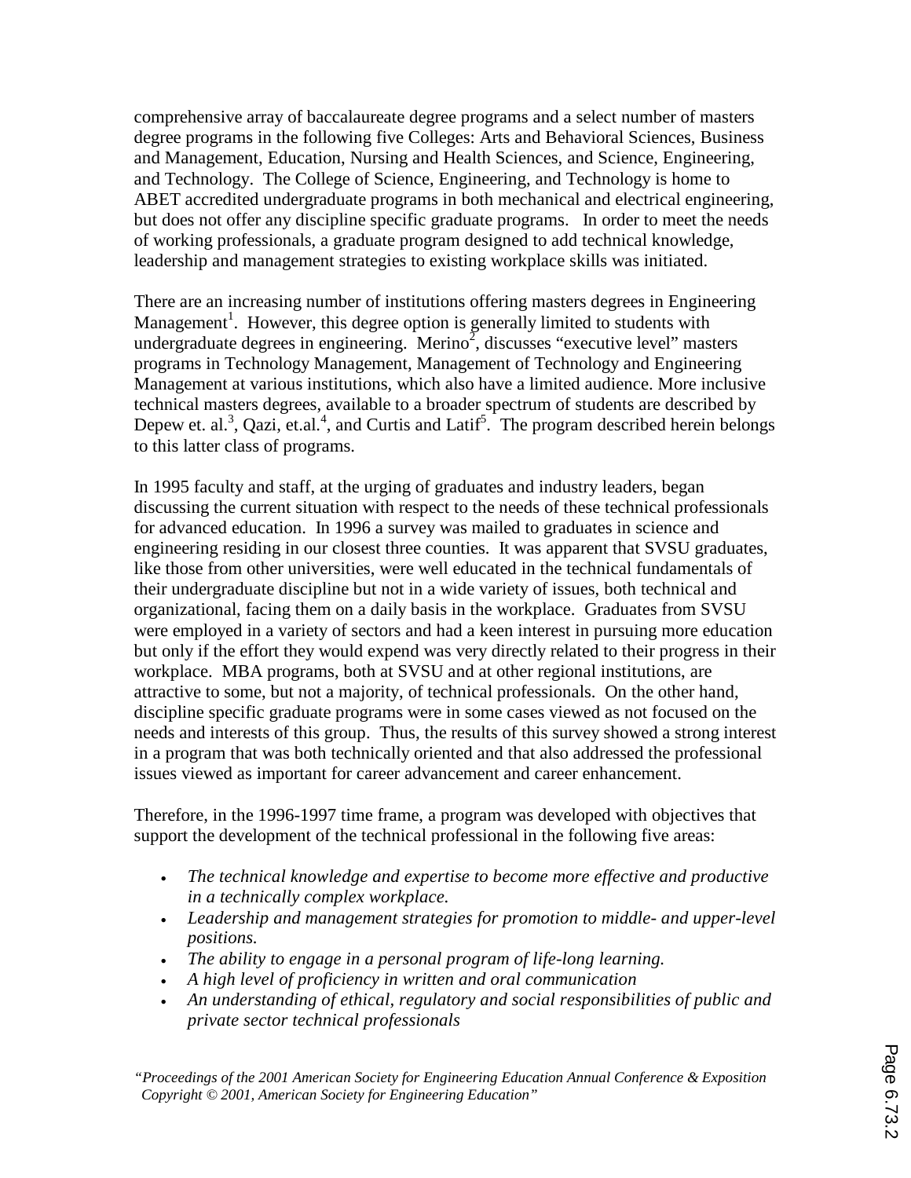comprehensive array of baccalaureate degree programs and a select number of masters degree programs in the following five Colleges: Arts and Behavioral Sciences, Business and Management, Education, Nursing and Health Sciences, and Science, Engineering, and Technology. The College of Science, Engineering, and Technology is home to ABET accredited undergraduate programs in both mechanical and electrical engineering, but does not offer any discipline specific graduate programs. In order to meet the needs of working professionals, a graduate program designed to add technical knowledge, leadership and management strategies to existing workplace skills was initiated.

There are an increasing number of institutions offering masters degrees in Engineering Management[1]. However, this degree option is generally limited to students with undergraduate degrees in engineering. Merino[2], discusses "executive level" masters programs in Technology Management, Management of Technology and Engineering Management at various institutions, which also have a limited audience. More inclusive technical masters degrees, available to a broader spectrum of students are described by Depew et. al.[3], Qazi, et.al.[4], and Curtis and Latif[5]. The program described herein belongs to this latter class of programs.

In 1995 faculty and staff, at the urging of graduates and industry leaders, began discussing the current situation with respect to the needs of these technical professionals for advanced education. In 1996 a survey was mailed to graduates in science and engineering residing in our closest three counties. It was apparent that SVSU graduates, like those from other universities, were well educated in the technical fundamentals of their undergraduate discipline but not in a wide variety of issues, both technical and organizational, facing them on a daily basis in the workplace. Graduates from SVSU were employed in a variety of sectors and had a keen interest in pursuing more education but only if the effort they would expend was very directly related to their progress in their workplace. MBA programs, both at SVSU and at other regional institutions, are attractive to some, but not a majority, of technical professionals. On the other hand, discipline specific graduate programs were in some cases viewed as not focused on the needs and interests of this group. Thus, the results of this survey showed a strong interest in a program that was both technically oriented and that also addressed the professional issues viewed as important for career advancement and career enhancement.

Therefore, in the 1996-1997 time frame, a program was developed with objectives that support the development of the technical professional in the following five areas:

- *The technical knowledge and expertise to become more effective and productive in a technically complex workplace.*
- *Leadership and management strategies for promotion to middle- and upper-level positions.*
- *The ability to engage in a personal program of life-long learning.*
- *A high level of proficiency in written and oral communication*
- *An understanding of ethical, regulatory and social responsibilities of public and private sector technical professionals*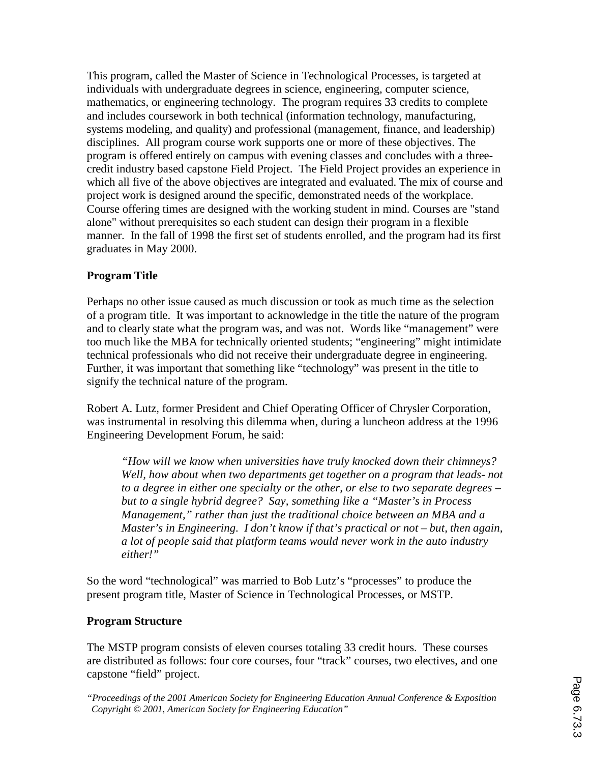This program, called the Master of Science in Technological Processes, is targeted at individuals with undergraduate degrees in science, engineering, computer science, mathematics, or engineering technology. The program requires 33 credits to complete and includes coursework in both technical (information technology, manufacturing, systems modeling, and quality) and professional (management, finance, and leadership) disciplines. All program course work supports one or more of these objectives. The program is offered entirely on campus with evening classes and concludes with a three-credit industry based capstone Field Project. The Field Project provides an experience in which all five of the above objectives are integrated and evaluated. The mix of course and project work is designed around the specific, demonstrated needs of the workplace. Course offering times are designed with the working student in mind. Courses are "stand alone" without prerequisites so each student can design their program in a flexible manner. In the fall of 1998 the first set of students enrolled, and the program had its first graduates in May 2000.

**Program Title**

Perhaps no other issue caused as much discussion or took as much time as the selection of a program title. It was important to acknowledge in the title the nature of the program and to clearly state what the program was, and was not. Words like "management" were too much like the MBA for technically oriented students; "engineering" might intimidate technical professionals who did not receive their undergraduate degree in engineering. Further, it was important that something like "technology" was present in the title to signify the technical nature of the program.

Robert A. Lutz, former President and Chief Operating Officer of Chrysler Corporation, was instrumental in resolving this dilemma when, during a luncheon address at the 1996 Engineering Development Forum, he said:

> *"How will we know when universities have truly knocked down their chimneys? Well, how about when two departments get together on a program that leads- not to a degree in either one specialty or the other, or else to two separate degrees – but to a single hybrid degree? Say, something like a "Master's in Process Management," rather than just the traditional choice between an MBA and a Master's in Engineering. I don't know if that's practical or not – but, then again, a lot of people said that platform teams would never work in the auto industry either!"*

So the word "technological" was married to Bob Lutz's "processes" to produce the present program title, Master of Science in Technological Processes, or MSTP.

**Program Structure**

The MSTP program consists of eleven courses totaling 33 credit hours. These courses are distributed as follows: four core courses, four "track" courses, two electives, and one capstone "field" project.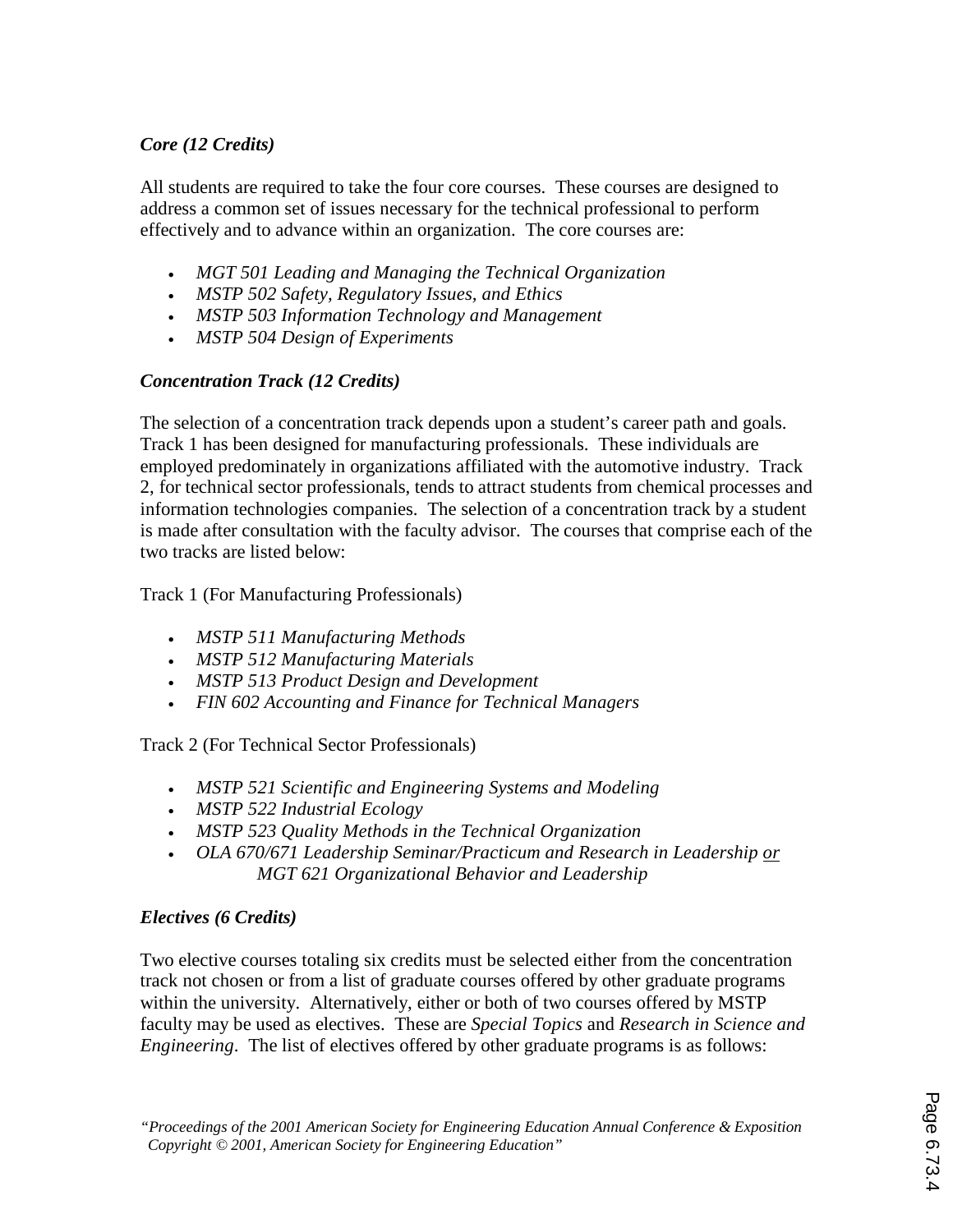### *Core (12 Credits)*

All students are required to take the four core courses. These courses are designed to address a common set of issues necessary for the technical professional to perform effectively and to advance within an organization. The core courses are:

- *MGT 501 Leading and Managing the Technical Organization*
- *MSTP 502 Safety, Regulatory Issues, and Ethics*
- *MSTP 503 Information Technology and Management*
- *MSTP 504 Design of Experiments*

### *Concentration Track (12 Credits)*

The selection of a concentration track depends upon a student's career path and goals. Track 1 has been designed for manufacturing professionals. These individuals are employed predominately in organizations affiliated with the automotive industry. Track 2, for technical sector professionals, tends to attract students from chemical processes and information technologies companies. The selection of a concentration track by a student is made after consultation with the faculty advisor. The courses that comprise each of the two tracks are listed below:

Track 1 (For Manufacturing Professionals)

- *MSTP 511 Manufacturing Methods*
- *MSTP 512 Manufacturing Materials*
- *MSTP 513 Product Design and Development*
- *FIN 602 Accounting and Finance for Technical Managers*

Track 2 (For Technical Sector Professionals)

- *MSTP 521 Scientific and Engineering Systems and Modeling*
- *MSTP 522 Industrial Ecology*
- *MSTP 523 Quality Methods in the Technical Organization*
- *OLA 670/671 Leadership Seminar/Practicum and Research in Leadership or MGT 621 Organizational Behavior and Leadership*

### *Electives (6 Credits)*

Two elective courses totaling six credits must be selected either from the concentration track not chosen or from a list of graduate courses offered by other graduate programs within the university. Alternatively, either or both of two courses offered by MSTP faculty may be used as electives. These are *Special Topics* and *Research in Science and Engineering*. The list of electives offered by other graduate programs is as follows: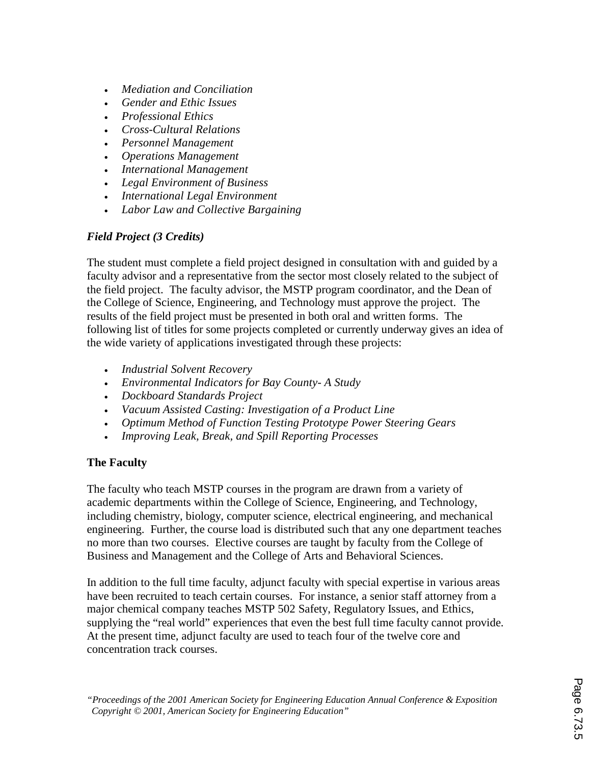- *Mediation and Conciliation*
- *Gender and Ethic Issues*
- *Professional Ethics*
- *Cross-Cultural Relations*
- *Personnel Management*
- *Operations Management*
- *International Management*
- *Legal Environment of Business*
- *International Legal Environment*
- *Labor Law and Collective Bargaining*

***Field Project (3 Credits)***

The student must complete a field project designed in consultation with and guided by a faculty advisor and a representative from the sector most closely related to the subject of the field project. The faculty advisor, the MSTP program coordinator, and the Dean of the College of Science, Engineering, and Technology must approve the project. The results of the field project must be presented in both oral and written forms. The following list of titles for some projects completed or currently underway gives an idea of the wide variety of applications investigated through these projects:

- *Industrial Solvent Recovery*
- *Environmental Indicators for Bay County- A Study*
- *Dockboard Standards Project*
- *Vacuum Assisted Casting: Investigation of a Product Line*
- *Optimum Method of Function Testing Prototype Power Steering Gears*
- *Improving Leak, Break, and Spill Reporting Processes*

**The Faculty**

The faculty who teach MSTP courses in the program are drawn from a variety of academic departments within the College of Science, Engineering, and Technology, including chemistry, biology, computer science, electrical engineering, and mechanical engineering. Further, the course load is distributed such that any one department teaches no more than two courses. Elective courses are taught by faculty from the College of Business and Management and the College of Arts and Behavioral Sciences.

In addition to the full time faculty, adjunct faculty with special expertise in various areas have been recruited to teach certain courses. For instance, a senior staff attorney from a major chemical company teaches MSTP 502 Safety, Regulatory Issues, and Ethics, supplying the "real world" experiences that even the best full time faculty cannot provide. At the present time, adjunct faculty are used to teach four of the twelve core and concentration track courses.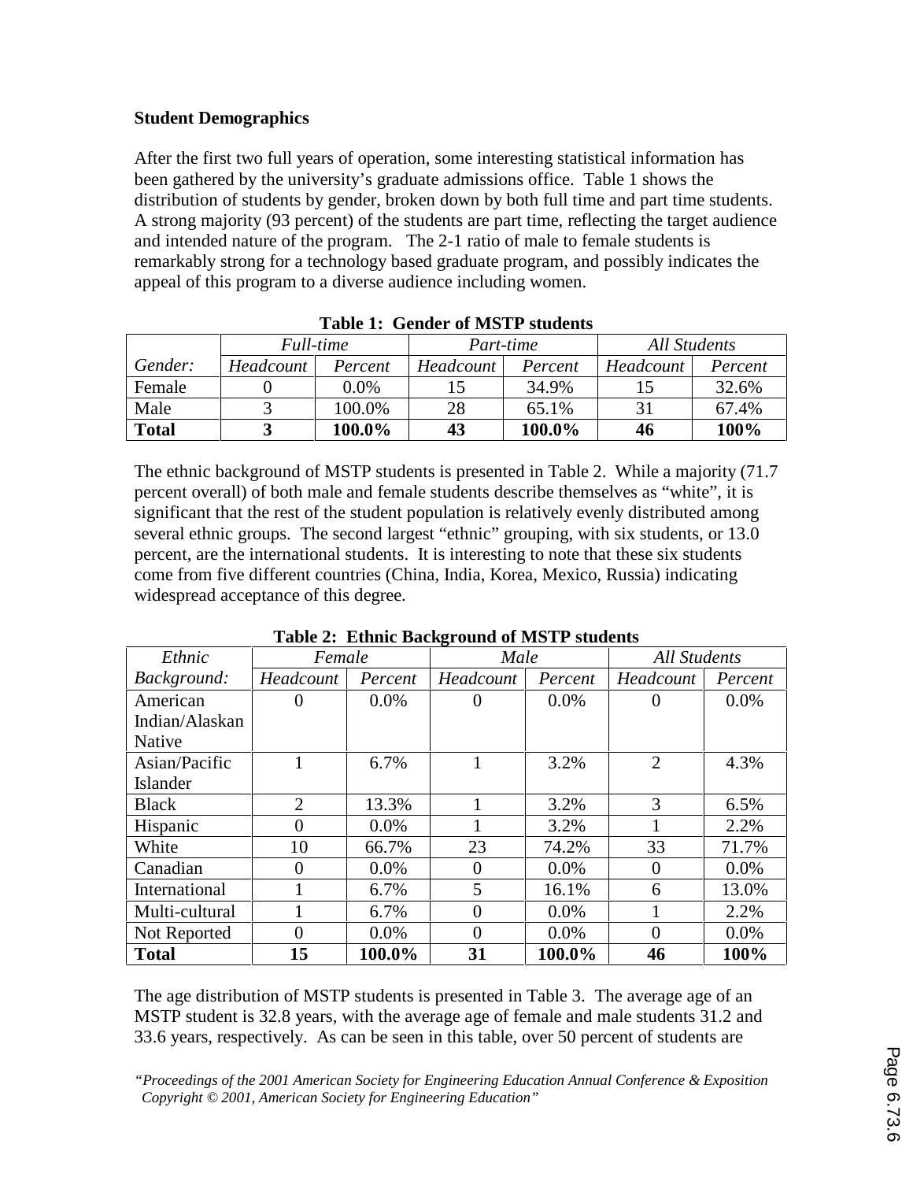**Student Demographics**

After the first two full years of operation, some interesting statistical information has been gathered by the university's graduate admissions office. Table 1 shows the distribution of students by gender, broken down by both full time and part time students. A strong majority (93 percent) of the students are part time, reflecting the target audience and intended nature of the program. The 2-1 ratio of male to female students is remarkably strong for a technology based graduate program, and possibly indicates the appeal of this program to a diverse audience including women.

**Table 1: Gender of MSTP students**

| | *Full-time* | | *Part-time* | | *All Students* | |
|---|---|---|---|---|---|---|
| *Gender:* | *Headcount* | *Percent* | *Headcount* | *Percent* | *Headcount* | *Percent* |
| Female | 0 | 0.0% | 15 | 34.9% | 15 | 32.6% |
| Male | 3 | 100.0% | 28 | 65.1% | 31 | 67.4% |
| **Total** | **3** | **100.0%** | **43** | **100.0%** | **46** | **100%** |

The ethnic background of MSTP students is presented in Table 2. While a majority (71.7 percent overall) of both male and female students describe themselves as "white", it is significant that the rest of the student population is relatively evenly distributed among several ethnic groups. The second largest "ethnic" grouping, with six students, or 13.0 percent, are the international students. It is interesting to note that these six students come from five different countries (China, India, Korea, Mexico, Russia) indicating widespread acceptance of this degree.

**Table 2: Ethnic Background of MSTP students**

| *Ethnic* | *Female* | | *Male* | | *All Students* | |
|---|---|---|---|---|---|---|
| *Background:* | *Headcount* | *Percent* | *Headcount* | *Percent* | *Headcount* | *Percent* |
| American Indian/Alaskan Native | 0 | 0.0% | 0 | 0.0% | 0 | 0.0% |
| Asian/Pacific Islander | 1 | 6.7% | 1 | 3.2% | 2 | 4.3% |
| Black | 2 | 13.3% | 1 | 3.2% | 3 | 6.5% |
| Hispanic | 0 | 0.0% | 1 | 3.2% | 1 | 2.2% |
| White | 10 | 66.7% | 23 | 74.2% | 33 | 71.7% |
| Canadian | 0 | 0.0% | 0 | 0.0% | 0 | 0.0% |
| International | 1 | 6.7% | 5 | 16.1% | 6 | 13.0% |
| Multi-cultural | 1 | 6.7% | 0 | 0.0% | 1 | 2.2% |
| Not Reported | 0 | 0.0% | 0 | 0.0% | 0 | 0.0% |
| **Total** | **15** | **100.0%** | **31** | **100.0%** | **46** | **100%** |

The age distribution of MSTP students is presented in Table 3. The average age of an MSTP student is 32.8 years, with the average age of female and male students 31.2 and 33.6 years, respectively. As can be seen in this table, over 50 percent of students are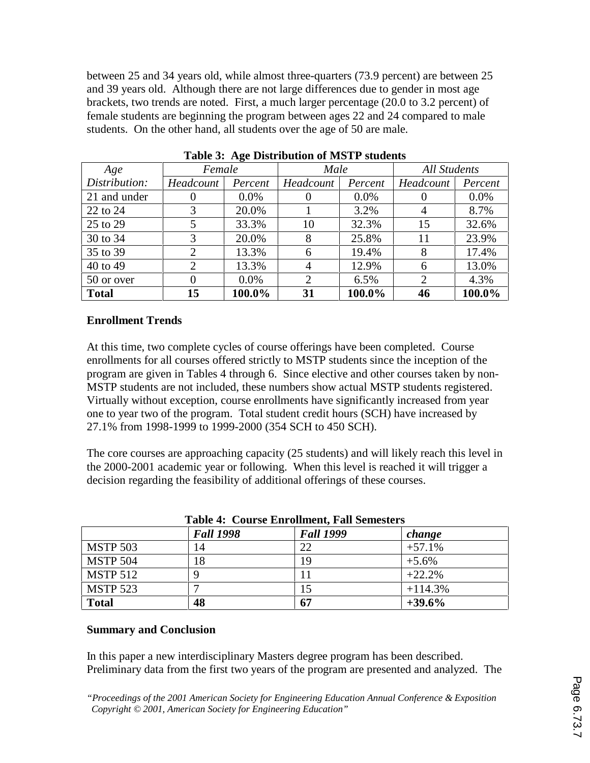between 25 and 34 years old, while almost three-quarters (73.9 percent) are between 25 and 39 years old. Although there are not large differences due to gender in most age brackets, two trends are noted. First, a much larger percentage (20.0 to 3.2 percent) of female students are beginning the program between ages 22 and 24 compared to male students. On the other hand, all students over the age of 50 are male.

**Table 3: Age Distribution of MSTP students**

| *Age Distribution:* | *Female* | | *Male* | | *All Students* | |
|---|---|---|---|---|---|---|
| | *Headcount* | *Percent* | *Headcount* | *Percent* | *Headcount* | *Percent* |
| 21 and under | 0 | 0.0% | 0 | 0.0% | 0 | 0.0% |
| 22 to 24 | 3 | 20.0% | 1 | 3.2% | 4 | 8.7% |
| 25 to 29 | 5 | 33.3% | 10 | 32.3% | 15 | 32.6% |
| 30 to 34 | 3 | 20.0% | 8 | 25.8% | 11 | 23.9% |
| 35 to 39 | 2 | 13.3% | 6 | 19.4% | 8 | 17.4% |
| 40 to 49 | 2 | 13.3% | 4 | 12.9% | 6 | 13.0% |
| 50 or over | 0 | 0.0% | 2 | 6.5% | 2 | 4.3% |
| **Total** | **15** | **100.0%** | **31** | **100.0%** | **46** | **100.0%** |

**Enrollment Trends**

At this time, two complete cycles of course offerings have been completed. Course enrollments for all courses offered strictly to MSTP students since the inception of the program are given in Tables 4 through 6. Since elective and other courses taken by non-MSTP students are not included, these numbers show actual MSTP students registered. Virtually without exception, course enrollments have significantly increased from year one to year two of the program. Total student credit hours (SCH) have increased by 27.1% from 1998-1999 to 1999-2000 (354 SCH to 450 SCH).

The core courses are approaching capacity (25 students) and will likely reach this level in the 2000-2001 academic year or following. When this level is reached it will trigger a decision regarding the feasibility of additional offerings of these courses.

**Table 4: Course Enrollment, Fall Semesters**

| | ***Fall 1998*** | ***Fall 1999*** | ***change*** |
|---|---|---|---|
| MSTP 503 | 14 | 22 | +57.1% |
| MSTP 504 | 18 | 19 | +5.6% |
| MSTP 512 | 9 | 11 | +22.2% |
| MSTP 523 | 7 | 15 | +114.3% |
| **Total** | **48** | **67** | **+39.6%** |

**Summary and Conclusion**

In this paper a new interdisciplinary Masters degree program has been described. Preliminary data from the first two years of the program are presented and analyzed. The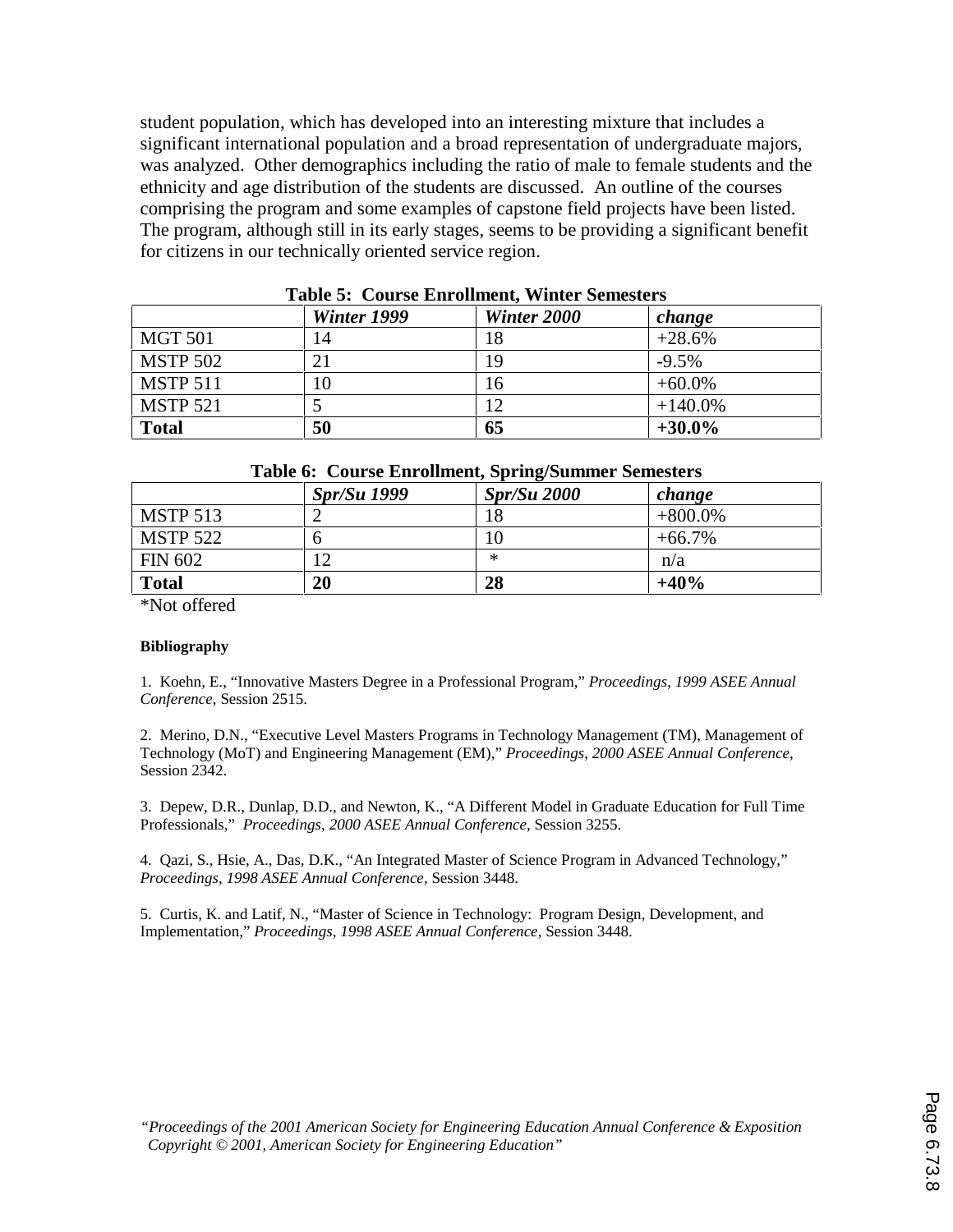student population, which has developed into an interesting mixture that includes a significant international population and a broad representation of undergraduate majors, was analyzed. Other demographics including the ratio of male to female students and the ethnicity and age distribution of the students are discussed. An outline of the courses comprising the program and some examples of capstone field projects have been listed. The program, although still in its early stages, seems to be providing a significant benefit for citizens in our technically oriented service region.

**Table 5: Course Enrollment, Winter Semesters**

| | *Winter 1999* | *Winter 2000* | *change* |
|---|---|---|---|
| MGT 501 | 14 | 18 | +28.6% |
| MSTP 502 | 21 | 19 | -9.5% |
| MSTP 511 | 10 | 16 | +60.0% |
| MSTP 521 | 5 | 12 | +140.0% |
| **Total** | **50** | **65** | **+30.0%** |

**Table 6: Course Enrollment, Spring/Summer Semesters**

| | *Spr/Su 1999* | *Spr/Su 2000* | *change* |
|---|---|---|---|
| MSTP 513 | 2 | 18 | +800.0% |
| MSTP 522 | 6 | 10 | +66.7% |
| FIN 602 | 12 | * | n/a |
| **Total** | **20** | **28** | **+40%** |

*Not offered

**Bibliography**

1. Koehn, E., "Innovative Masters Degree in a Professional Program," *Proceedings*, *1999 ASEE Annual Conference*, Session 2515.

2. Merino, D.N., "Executive Level Masters Programs in Technology Management (TM), Management of Technology (MoT) and Engineering Management (EM)," *Proceedings*, *2000 ASEE Annual Conference*, Session 2342.

3. Depew, D.R., Dunlap, D.D., and Newton, K., "A Different Model in Graduate Education for Full Time Professionals," *Proceedings*, *2000 ASEE Annual Conference*, Session 3255.

4. Qazi, S., Hsie, A., Das, D.K., "An Integrated Master of Science Program in Advanced Technology," *Proceedings*, *1998 ASEE Annual Conference*, Session 3448.

5. Curtis, K. and Latif, N., "Master of Science in Technology: Program Design, Development, and Implementation," *Proceedings*, *1998 ASEE Annual Conference*, Session 3448.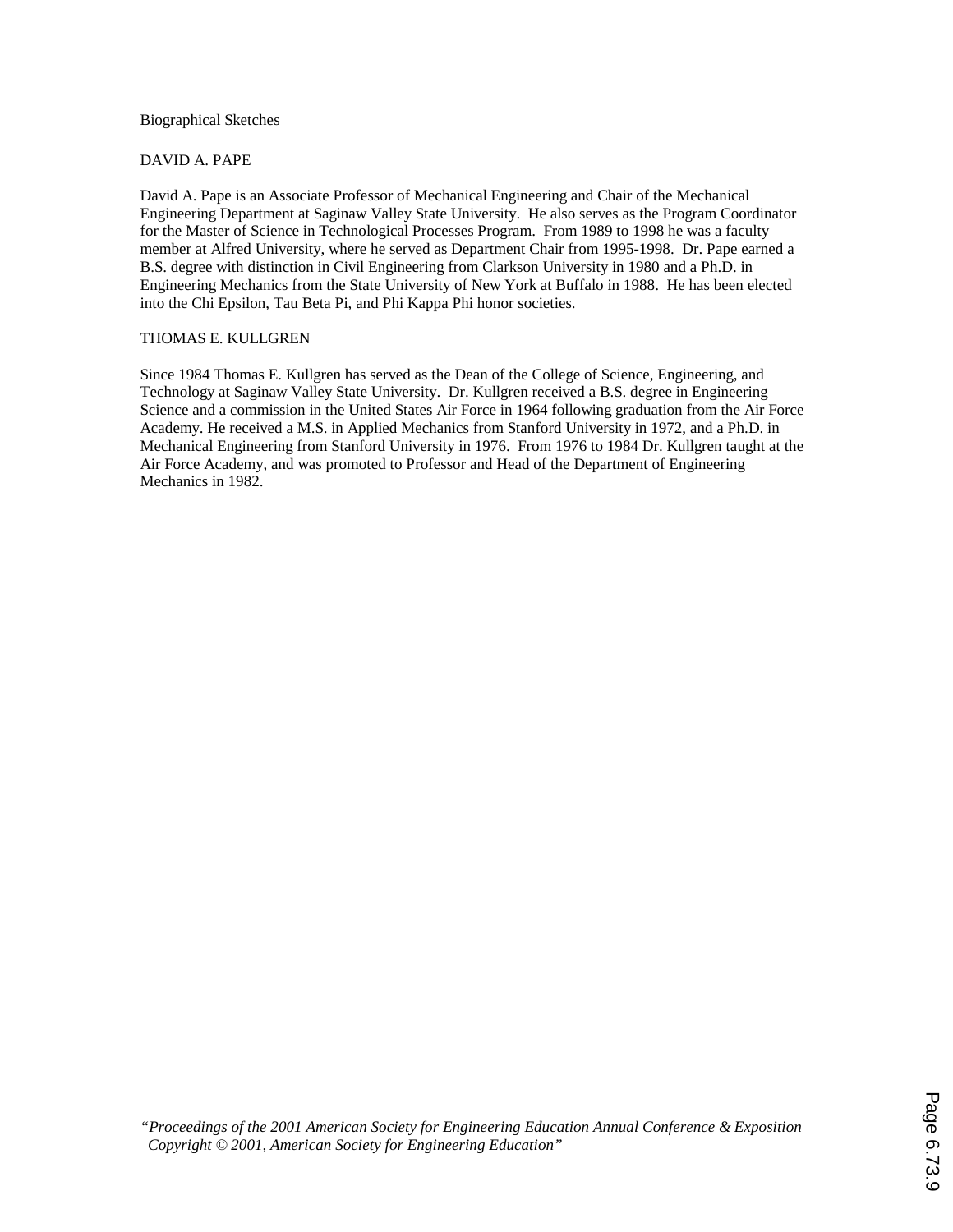## Biographical Sketches

### DAVID A. PAPE

David A. Pape is an Associate Professor of Mechanical Engineering and Chair of the Mechanical Engineering Department at Saginaw Valley State University. He also serves as the Program Coordinator for the Master of Science in Technological Processes Program. From 1989 to 1998 he was a faculty member at Alfred University, where he served as Department Chair from 1995-1998. Dr. Pape earned a B.S. degree with distinction in Civil Engineering from Clarkson University in 1980 and a Ph.D. in Engineering Mechanics from the State University of New York at Buffalo in 1988. He has been elected into the Chi Epsilon, Tau Beta Pi, and Phi Kappa Phi honor societies.

### THOMAS E. KULLGREN

Since 1984 Thomas E. Kullgren has served as the Dean of the College of Science, Engineering, and Technology at Saginaw Valley State University. Dr. Kullgren received a B.S. degree in Engineering Science and a commission in the United States Air Force in 1964 following graduation from the Air Force Academy. He received a M.S. in Applied Mechanics from Stanford University in 1972, and a Ph.D. in Mechanical Engineering from Stanford University in 1976. From 1976 to 1984 Dr. Kullgren taught at the Air Force Academy, and was promoted to Professor and Head of the Department of Engineering Mechanics in 1982.